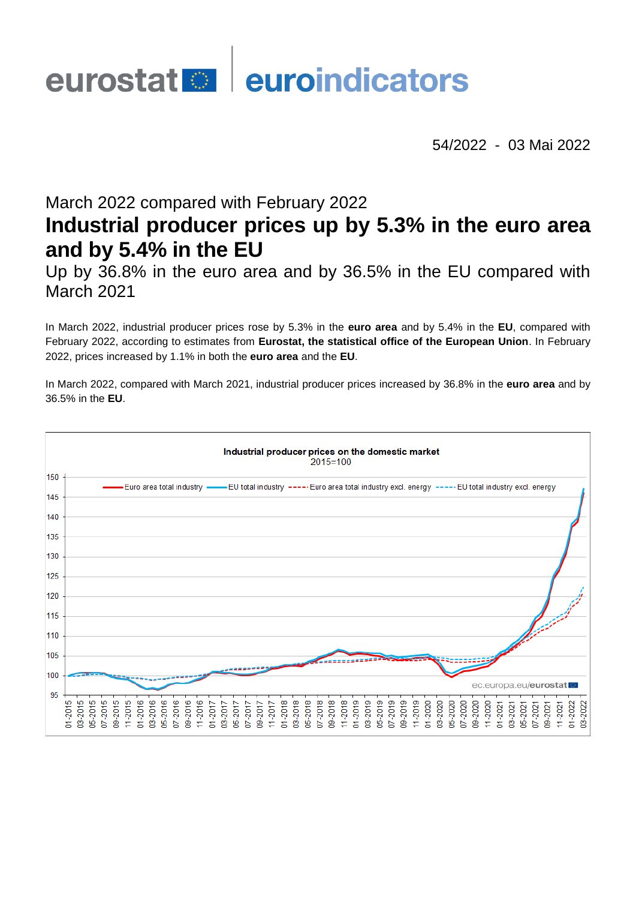eurostat euroindicators

54/2022 - 03 Mai 2022

## March 2022 compared with February 2022

# Industrial producer prices up by 5.3% in the euro area and by 5.4% in the EU

## Up by 36.8% in the euro area and by 36.5% in the EU compared with March 2021

In March 2022, industrial producer prices rose by 5.3% in the **euro area** and by 5.4% in the **EU**, compared with February 2022, according to estimates from **Eurostat, the statistical office of the European Union**. In February 2022, prices increased by 1.1% in both the **euro area** and the **EU**.

In March 2022, compared with March 2021, industrial producer prices increased by 36.8% in the **euro area** and by 36.5% in the **EU**.

**Industrial producer prices on the domestic market**
2015=100

Legend: Euro area total industry; EU total industry; Euro area total industry excl. energy; EU total industry excl. energy

ec.europa.eu/eurostat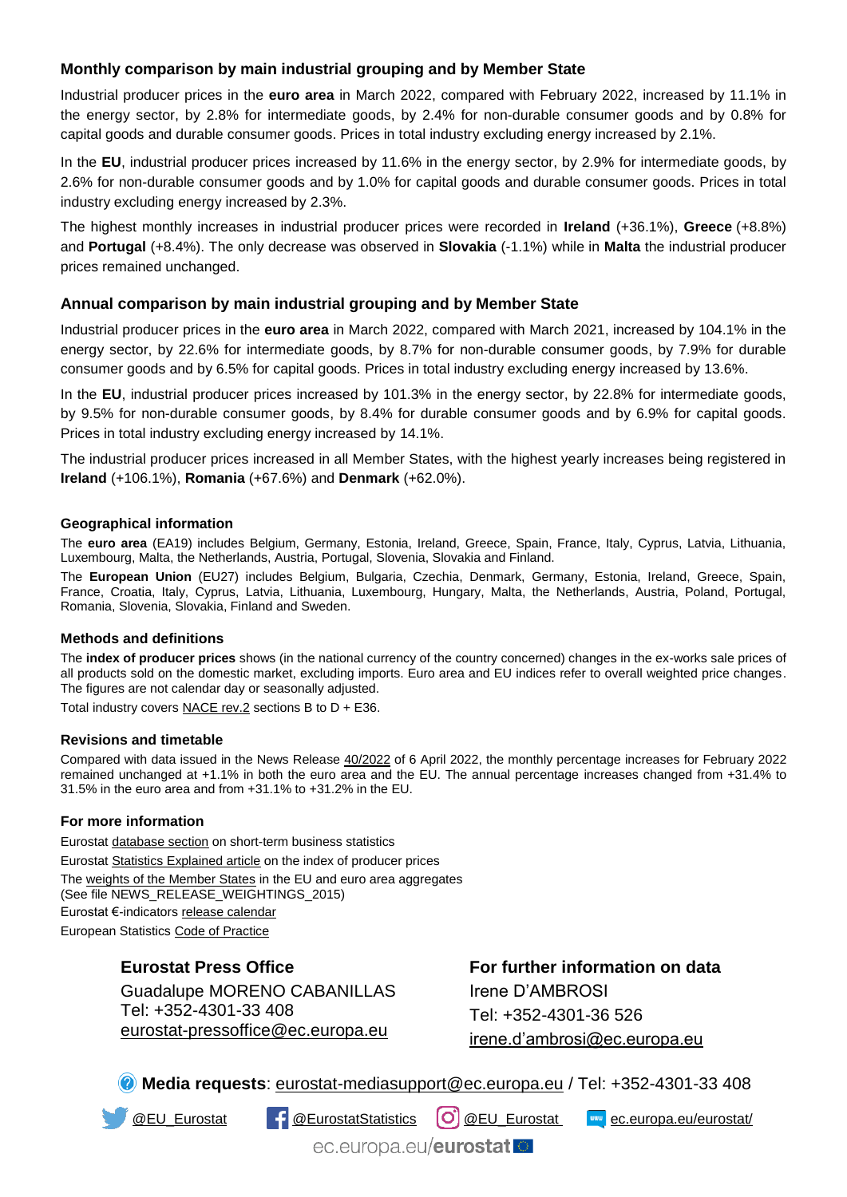### Monthly comparison by main industrial grouping and by Member State

Industrial producer prices in the **euro area** in March 2022, compared with February 2022, increased by 11.1% in the energy sector, by 2.8% for intermediate goods, by 2.4% for non-durable consumer goods and by 0.8% for capital goods and durable consumer goods. Prices in total industry excluding energy increased by 2.1%.

In the **EU**, industrial producer prices increased by 11.6% in the energy sector, by 2.9% for intermediate goods, by 2.6% for non-durable consumer goods and by 1.0% for capital goods and durable consumer goods. Prices in total industry excluding energy increased by 2.3%.

The highest monthly increases in industrial producer prices were recorded in **Ireland** (+36.1%), **Greece** (+8.8%) and **Portugal** (+8.4%). The only decrease was observed in **Slovakia** (-1.1%) while in **Malta** the industrial producer prices remained unchanged.

### Annual comparison by main industrial grouping and by Member State

Industrial producer prices in the **euro area** in March 2022, compared with March 2021, increased by 104.1% in the energy sector, by 22.6% for intermediate goods, by 8.7% for non-durable consumer goods, by 7.9% for durable consumer goods and by 6.5% for capital goods. Prices in total industry excluding energy increased by 13.6%.

In the **EU**, industrial producer prices increased by 101.3% in the energy sector, by 22.8% for intermediate goods, by 9.5% for non-durable consumer goods, by 8.4% for durable consumer goods and by 6.9% for capital goods. Prices in total industry excluding energy increased by 14.1%.

The industrial producer prices increased in all Member States, with the highest yearly increases being registered in **Ireland** (+106.1%), **Romania** (+67.6%) and **Denmark** (+62.0%).

#### Geographical information

The **euro area** (EA19) includes Belgium, Germany, Estonia, Ireland, Greece, Spain, France, Italy, Cyprus, Latvia, Lithuania, Luxembourg, Malta, the Netherlands, Austria, Portugal, Slovenia, Slovakia and Finland.

The **European Union** (EU27) includes Belgium, Bulgaria, Czechia, Denmark, Germany, Estonia, Ireland, Greece, Spain, France, Croatia, Italy, Cyprus, Latvia, Lithuania, Luxembourg, Hungary, Malta, the Netherlands, Austria, Poland, Portugal, Romania, Slovenia, Slovakia, Finland and Sweden.

#### Methods and definitions

The **index of producer prices** shows (in the national currency of the country concerned) changes in the ex-works sale prices of all products sold on the domestic market, excluding imports. Euro area and EU indices refer to overall weighted price changes. The figures are not calendar day or seasonally adjusted.

Total industry covers NACE rev.2 sections B to D + E36.

#### Revisions and timetable

Compared with data issued in the News Release 40/2022 of 6 April 2022, the monthly percentage increases for February 2022 remained unchanged at +1.1% in both the euro area and the EU. The annual percentage increases changed from +31.4% to 31.5% in the euro area and from +31.1% to +31.2% in the EU.

#### For more information

Eurostat database section on short-term business statistics

Eurostat Statistics Explained article on the index of producer prices

The weights of the Member States in the EU and euro area aggregates
(See file NEWS_RELEASE_WEIGHTINGS_2015)

Eurostat €-indicators release calendar

European Statistics Code of Practice

**Eurostat Press Office**

Guadalupe MORENO CABANILLAS
Tel: +352-4301-33 408
eurostat-pressoffice@ec.europa.eu

**For further information on data**

Irene D'AMBROSI
Tel: +352-4301-36 526
irene.d'ambrosi@ec.europa.eu

**Media requests**: eurostat-mediasupport@ec.europa.eu / Tel: +352-4301-33 408

@EU_Eurostat @EurostatStatistics @EU_Eurostat ec.europa.eu/eurostat/

ec.europa.eu/**eurostat**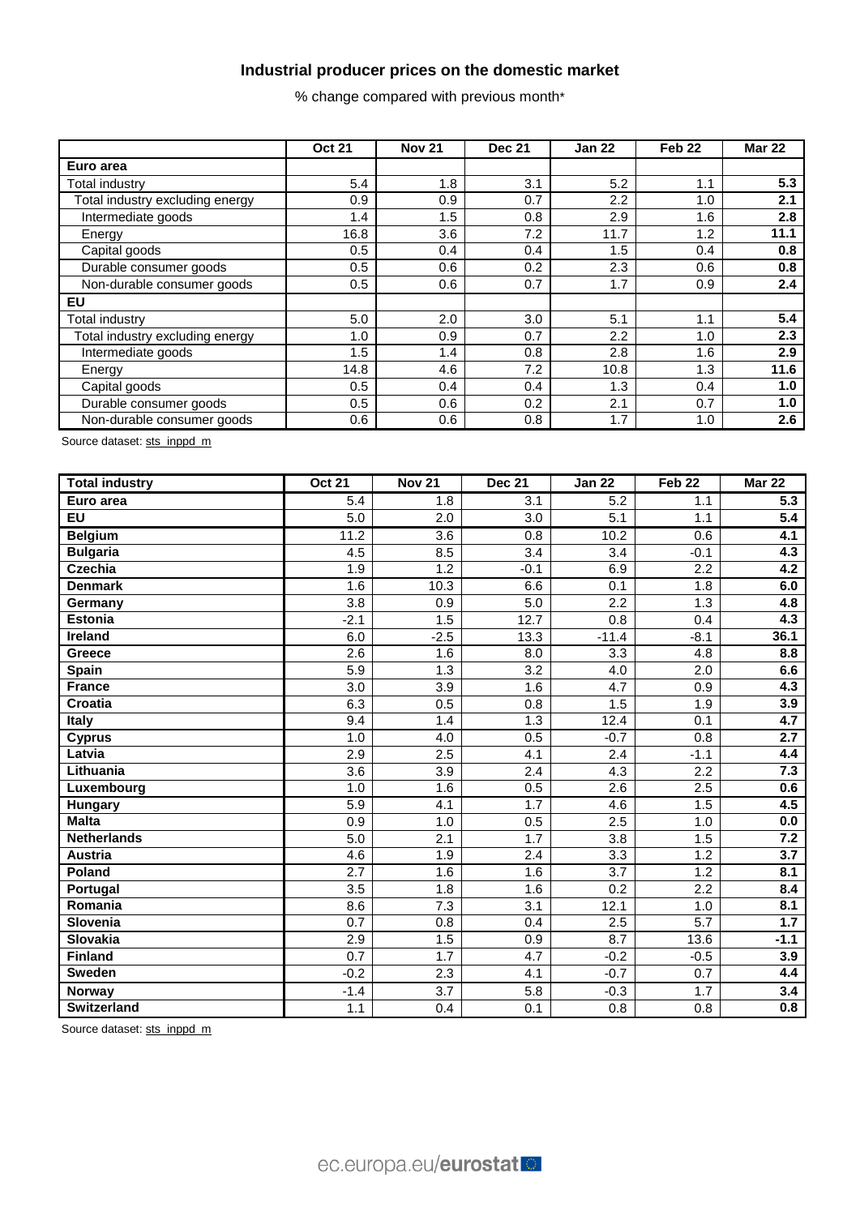## Industrial producer prices on the domestic market

% change compared with previous month*

| | Oct 21 | Nov 21 | Dec 21 | Jan 22 | Feb 22 | Mar 22 |
|---|---|---|---|---|---|---|
| **Euro area** | | | | | | |
| Total industry | 5.4 | 1.8 | 3.1 | 5.2 | 1.1 | **5.3** |
| Total industry excluding energy | 0.9 | 0.9 | 0.7 | 2.2 | 1.0 | **2.1** |
| Intermediate goods | 1.4 | 1.5 | 0.8 | 2.9 | 1.6 | **2.8** |
| Energy | 16.8 | 3.6 | 7.2 | 11.7 | 1.2 | **11.1** |
| Capital goods | 0.5 | 0.4 | 0.4 | 1.5 | 0.4 | **0.8** |
| Durable consumer goods | 0.5 | 0.6 | 0.2 | 2.3 | 0.6 | **0.8** |
| Non-durable consumer goods | 0.5 | 0.6 | 0.7 | 1.7 | 0.9 | **2.4** |
| **EU** | | | | | | |
| Total industry | 5.0 | 2.0 | 3.0 | 5.1 | 1.1 | **5.4** |
| Total industry excluding energy | 1.0 | 0.9 | 0.7 | 2.2 | 1.0 | **2.3** |
| Intermediate goods | 1.5 | 1.4 | 0.8 | 2.8 | 1.6 | **2.9** |
| Energy | 14.8 | 4.6 | 7.2 | 10.8 | 1.3 | **11.6** |
| Capital goods | 0.5 | 0.4 | 0.4 | 1.3 | 0.4 | **1.0** |
| Durable consumer goods | 0.5 | 0.6 | 0.2 | 2.1 | 0.7 | **1.0** |
| Non-durable consumer goods | 0.6 | 0.6 | 0.8 | 1.7 | 1.0 | **2.6** |

Source dataset: sts_inppd_m

| **Total industry** | **Oct 21** | **Nov 21** | **Dec 21** | **Jan 22** | **Feb 22** | **Mar 22** |
|---|---|---|---|---|---|---|
| **Euro area** | 5.4 | 1.8 | 3.1 | 5.2 | 1.1 | **5.3** |
| **EU** | 5.0 | 2.0 | 3.0 | 5.1 | 1.1 | **5.4** |
| **Belgium** | 11.2 | 3.6 | 0.8 | 10.2 | 0.6 | **4.1** |
| **Bulgaria** | 4.5 | 8.5 | 3.4 | 3.4 | -0.1 | **4.3** |
| **Czechia** | 1.9 | 1.2 | -0.1 | 6.9 | 2.2 | **4.2** |
| **Denmark** | 1.6 | 10.3 | 6.6 | 0.1 | 1.8 | **6.0** |
| **Germany** | 3.8 | 0.9 | 5.0 | 2.2 | 1.3 | **4.8** |
| **Estonia** | -2.1 | 1.5 | 12.7 | 0.8 | 0.4 | **4.3** |
| **Ireland** | 6.0 | -2.5 | 13.3 | -11.4 | -8.1 | **36.1** |
| **Greece** | 2.6 | 1.6 | 8.0 | 3.3 | 4.8 | **8.8** |
| **Spain** | 5.9 | 1.3 | 3.2 | 4.0 | 2.0 | **6.6** |
| **France** | 3.0 | 3.9 | 1.6 | 4.7 | 0.9 | **4.3** |
| **Croatia** | 6.3 | 0.5 | 0.8 | 1.5 | 1.9 | **3.9** |
| **Italy** | 9.4 | 1.4 | 1.3 | 12.4 | 0.1 | **4.7** |
| **Cyprus** | 1.0 | 4.0 | 0.5 | -0.7 | 0.8 | **2.7** |
| **Latvia** | 2.9 | 2.5 | 4.1 | 2.4 | -1.1 | **4.4** |
| **Lithuania** | 3.6 | 3.9 | 2.4 | 4.3 | 2.2 | **7.3** |
| **Luxembourg** | 1.0 | 1.6 | 0.5 | 2.6 | 2.5 | **0.6** |
| **Hungary** | 5.9 | 4.1 | 1.7 | 4.6 | 1.5 | **4.5** |
| **Malta** | 0.9 | 1.0 | 0.5 | 2.5 | 1.0 | **0.0** |
| **Netherlands** | 5.0 | 2.1 | 1.7 | 3.8 | 1.5 | **7.2** |
| **Austria** | 4.6 | 1.9 | 2.4 | 3.3 | 1.2 | **3.7** |
| **Poland** | 2.7 | 1.6 | 1.6 | 3.7 | 1.2 | **8.1** |
| **Portugal** | 3.5 | 1.8 | 1.6 | 0.2 | 2.2 | **8.4** |
| **Romania** | 8.6 | 7.3 | 3.1 | 12.1 | 1.0 | **8.1** |
| **Slovenia** | 0.7 | 0.8 | 0.4 | 2.5 | 5.7 | **1.7** |
| **Slovakia** | 2.9 | 1.5 | 0.9 | 8.7 | 13.6 | **-1.1** |
| **Finland** | 0.7 | 1.7 | 4.7 | -0.2 | -0.5 | **3.9** |
| **Sweden** | -0.2 | 2.3 | 4.1 | -0.7 | 0.7 | **4.4** |
| **Norway** | -1.4 | 3.7 | 5.8 | -0.3 | 1.7 | **3.4** |
| **Switzerland** | 1.1 | 0.4 | 0.1 | 0.8 | 0.8 | **0.8** |

Source dataset: sts_inppd_m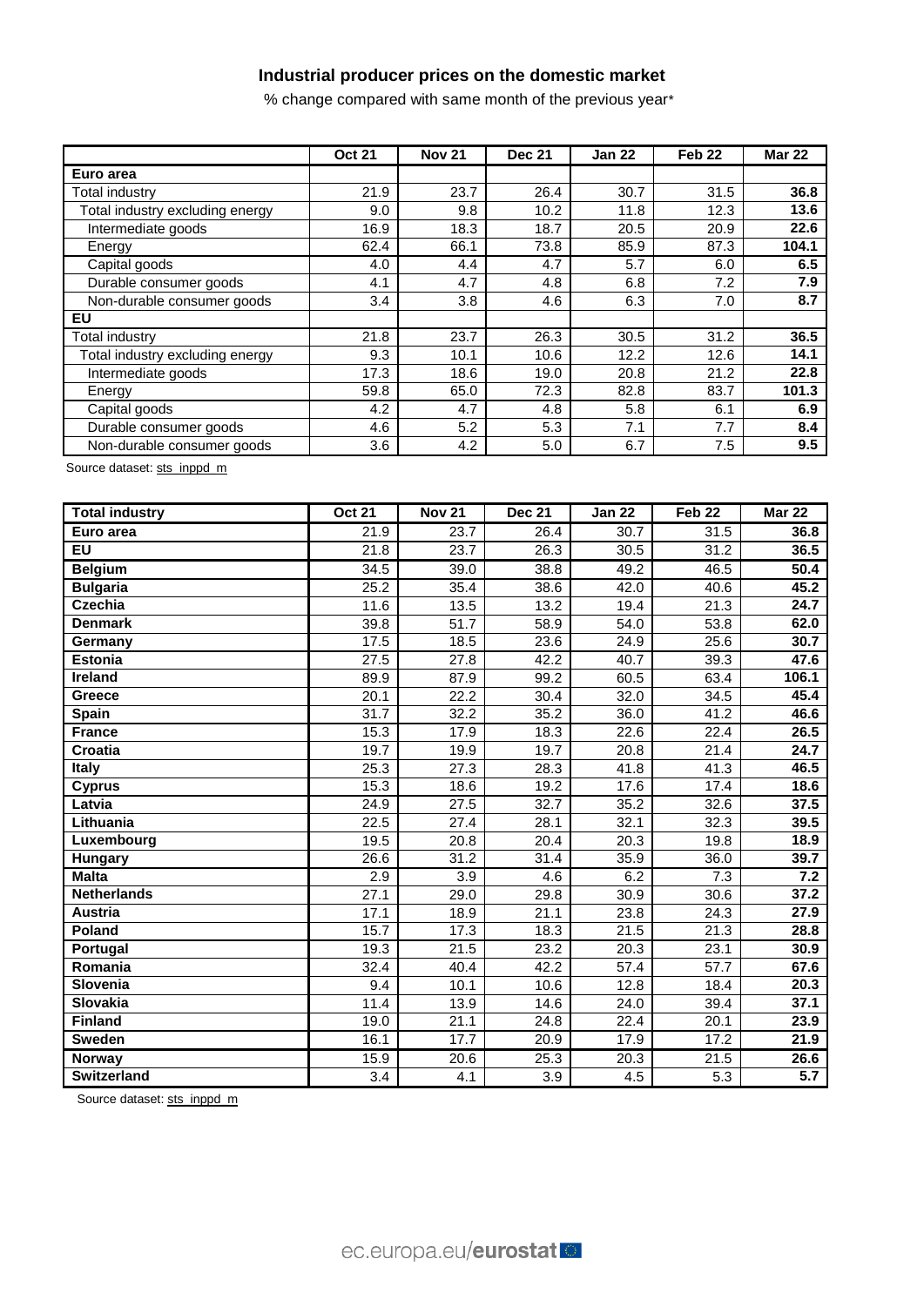## Industrial producer prices on the domestic market

% change compared with same month of the previous year*

| | Oct 21 | Nov 21 | Dec 21 | Jan 22 | Feb 22 | Mar 22 |
|---|---|---|---|---|---|---|
| **Euro area** | | | | | | |
| Total industry | 21.9 | 23.7 | 26.4 | 30.7 | 31.5 | **36.8** |
| Total industry excluding energy | 9.0 | 9.8 | 10.2 | 11.8 | 12.3 | **13.6** |
| Intermediate goods | 16.9 | 18.3 | 18.7 | 20.5 | 20.9 | **22.6** |
| Energy | 62.4 | 66.1 | 73.8 | 85.9 | 87.3 | **104.1** |
| Capital goods | 4.0 | 4.4 | 4.7 | 5.7 | 6.0 | **6.5** |
| Durable consumer goods | 4.1 | 4.7 | 4.8 | 6.8 | 7.2 | **7.9** |
| Non-durable consumer goods | 3.4 | 3.8 | 4.6 | 6.3 | 7.0 | **8.7** |
| **EU** | | | | | | |
| Total industry | 21.8 | 23.7 | 26.3 | 30.5 | 31.2 | **36.5** |
| Total industry excluding energy | 9.3 | 10.1 | 10.6 | 12.2 | 12.6 | **14.1** |
| Intermediate goods | 17.3 | 18.6 | 19.0 | 20.8 | 21.2 | **22.8** |
| Energy | 59.8 | 65.0 | 72.3 | 82.8 | 83.7 | **101.3** |
| Capital goods | 4.2 | 4.7 | 4.8 | 5.8 | 6.1 | **6.9** |
| Durable consumer goods | 4.6 | 5.2 | 5.3 | 7.1 | 7.7 | **8.4** |
| Non-durable consumer goods | 3.6 | 4.2 | 5.0 | 6.7 | 7.5 | **9.5** |

Source dataset: sts_inppd_m

| **Total industry** | Oct 21 | Nov 21 | Dec 21 | Jan 22 | Feb 22 | Mar 22 |
|---|---|---|---|---|---|---|
| **Euro area** | 21.9 | 23.7 | 26.4 | 30.7 | 31.5 | **36.8** |
| **EU** | 21.8 | 23.7 | 26.3 | 30.5 | 31.2 | **36.5** |
| **Belgium** | 34.5 | 39.0 | 38.8 | 49.2 | 46.5 | **50.4** |
| **Bulgaria** | 25.2 | 35.4 | 38.6 | 42.0 | 40.6 | **45.2** |
| **Czechia** | 11.6 | 13.5 | 13.2 | 19.4 | 21.3 | **24.7** |
| **Denmark** | 39.8 | 51.7 | 58.9 | 54.0 | 53.8 | **62.0** |
| **Germany** | 17.5 | 18.5 | 23.6 | 24.9 | 25.6 | **30.7** |
| **Estonia** | 27.5 | 27.8 | 42.2 | 40.7 | 39.3 | **47.6** |
| **Ireland** | 89.9 | 87.9 | 99.2 | 60.5 | 63.4 | **106.1** |
| **Greece** | 20.1 | 22.2 | 30.4 | 32.0 | 34.5 | **45.4** |
| **Spain** | 31.7 | 32.2 | 35.2 | 36.0 | 41.2 | **46.6** |
| **France** | 15.3 | 17.9 | 18.3 | 22.6 | 22.4 | **26.5** |
| **Croatia** | 19.7 | 19.9 | 19.7 | 20.8 | 21.4 | **24.7** |
| **Italy** | 25.3 | 27.3 | 28.3 | 41.8 | 41.3 | **46.5** |
| **Cyprus** | 15.3 | 18.6 | 19.2 | 17.6 | 17.4 | **18.6** |
| **Latvia** | 24.9 | 27.5 | 32.7 | 35.2 | 32.6 | **37.5** |
| **Lithuania** | 22.5 | 27.4 | 28.1 | 32.1 | 32.3 | **39.5** |
| **Luxembourg** | 19.5 | 20.8 | 20.4 | 20.3 | 19.8 | **18.9** |
| **Hungary** | 26.6 | 31.2 | 31.4 | 35.9 | 36.0 | **39.7** |
| **Malta** | 2.9 | 3.9 | 4.6 | 6.2 | 7.3 | **7.2** |
| **Netherlands** | 27.1 | 29.0 | 29.8 | 30.9 | 30.6 | **37.2** |
| **Austria** | 17.1 | 18.9 | 21.1 | 23.8 | 24.3 | **27.9** |
| **Poland** | 15.7 | 17.3 | 18.3 | 21.5 | 21.3 | **28.8** |
| **Portugal** | 19.3 | 21.5 | 23.2 | 20.3 | 23.1 | **30.9** |
| **Romania** | 32.4 | 40.4 | 42.2 | 57.4 | 57.7 | **67.6** |
| **Slovenia** | 9.4 | 10.1 | 10.6 | 12.8 | 18.4 | **20.3** |
| **Slovakia** | 11.4 | 13.9 | 14.6 | 24.0 | 39.4 | **37.1** |
| **Finland** | 19.0 | 21.1 | 24.8 | 22.4 | 20.1 | **23.9** |
| **Sweden** | 16.1 | 17.7 | 20.9 | 17.9 | 17.2 | **21.9** |
| **Norway** | 15.9 | 20.6 | 25.3 | 20.3 | 21.5 | **26.6** |
| **Switzerland** | 3.4 | 4.1 | 3.9 | 4.5 | 5.3 | **5.7** |

Source dataset: sts_inppd_m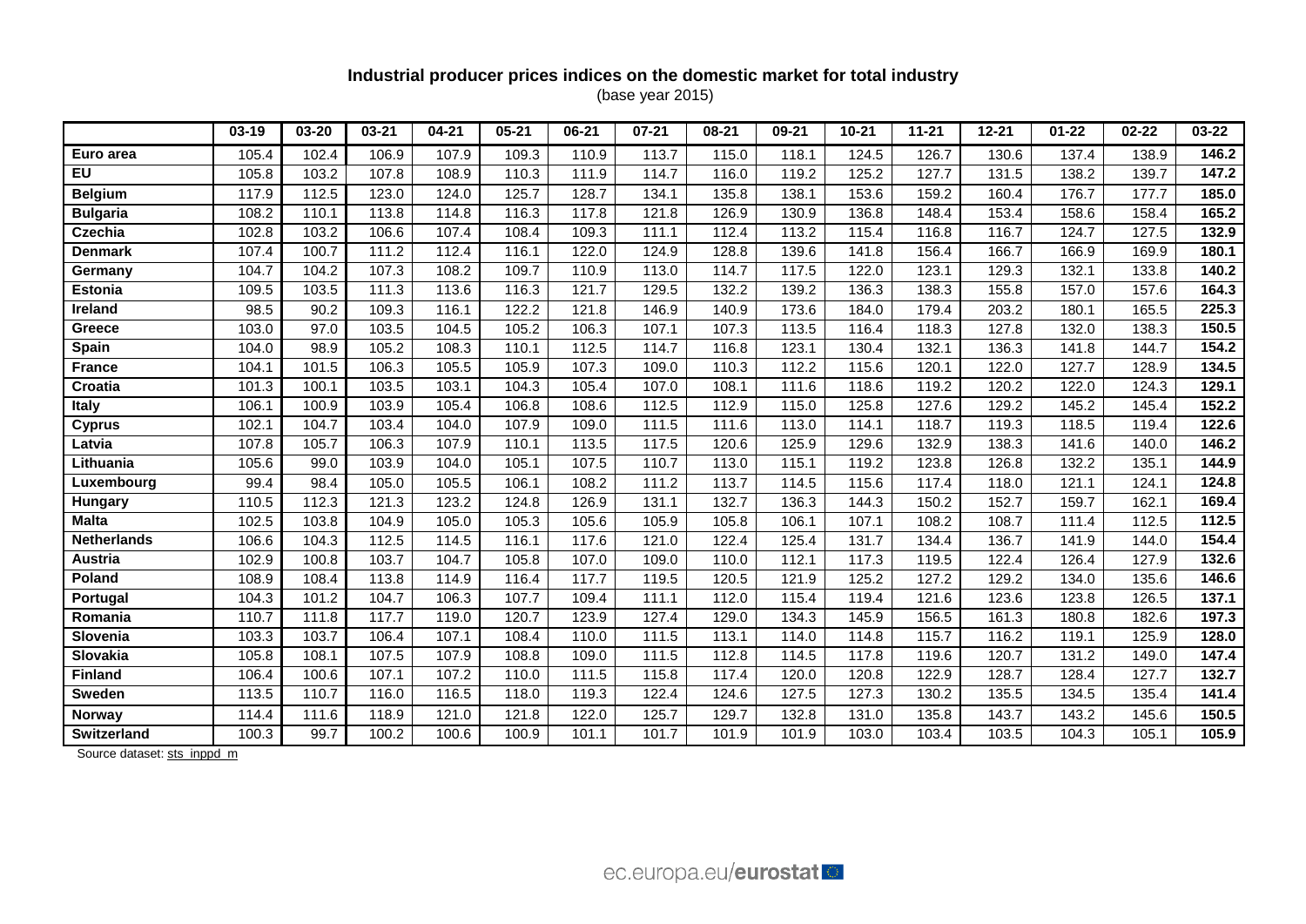**Industrial producer prices indices on the domestic market for total industry**

(base year 2015)

| | 03-19 | 03-20 | 03-21 | 04-21 | 05-21 | 06-21 | 07-21 | 08-21 | 09-21 | 10-21 | 11-21 | 12-21 | 01-22 | 02-22 | 03-22 |
|---|---|---|---|---|---|---|---|---|---|---|---|---|---|---|---|
| **Euro area** | 105.4 | 102.4 | 106.9 | 107.9 | 109.3 | 110.9 | 113.7 | 115.0 | 118.1 | 124.5 | 126.7 | 130.6 | 137.4 | 138.9 | **146.2** |
| **EU** | 105.8 | 103.2 | 107.8 | 108.9 | 110.3 | 111.9 | 114.7 | 116.0 | 119.2 | 125.2 | 127.7 | 131.5 | 138.2 | 139.7 | **147.2** |
| **Belgium** | 117.9 | 112.5 | 123.0 | 124.0 | 125.7 | 128.7 | 134.1 | 135.8 | 138.1 | 153.6 | 159.2 | 160.4 | 176.7 | 177.7 | **185.0** |
| **Bulgaria** | 108.2 | 110.1 | 113.8 | 114.8 | 116.3 | 117.8 | 121.8 | 126.9 | 130.9 | 136.8 | 148.4 | 153.4 | 158.6 | 158.4 | **165.2** |
| **Czechia** | 102.8 | 103.2 | 106.6 | 107.4 | 108.4 | 109.3 | 111.1 | 112.4 | 113.2 | 115.4 | 116.8 | 116.7 | 124.7 | 127.5 | **132.9** |
| **Denmark** | 107.4 | 100.7 | 111.2 | 112.4 | 116.1 | 122.0 | 124.9 | 128.8 | 139.6 | 141.8 | 156.4 | 166.7 | 166.9 | 169.9 | **180.1** |
| **Germany** | 104.7 | 104.2 | 107.3 | 108.2 | 109.7 | 110.9 | 113.0 | 114.7 | 117.5 | 122.0 | 123.1 | 129.3 | 132.1 | 133.8 | **140.2** |
| **Estonia** | 109.5 | 103.5 | 111.3 | 113.6 | 116.3 | 121.7 | 129.5 | 132.2 | 139.2 | 136.3 | 138.3 | 155.8 | 157.0 | 157.6 | **164.3** |
| **Ireland** | 98.5 | 90.2 | 109.3 | 116.1 | 122.2 | 121.8 | 146.9 | 140.9 | 173.6 | 184.0 | 179.4 | 203.2 | 180.1 | 165.5 | **225.3** |
| **Greece** | 103.0 | 97.0 | 103.5 | 104.5 | 105.2 | 106.3 | 107.1 | 107.3 | 113.5 | 116.4 | 118.3 | 127.8 | 132.0 | 138.3 | **150.5** |
| **Spain** | 104.0 | 98.9 | 105.2 | 108.3 | 110.1 | 112.5 | 114.7 | 116.8 | 123.1 | 130.4 | 132.1 | 136.3 | 141.8 | 144.7 | **154.2** |
| **France** | 104.1 | 101.5 | 106.3 | 105.5 | 105.9 | 107.3 | 109.0 | 110.3 | 112.2 | 115.6 | 120.1 | 122.0 | 127.7 | 128.9 | **134.5** |
| **Croatia** | 101.3 | 100.1 | 103.5 | 103.1 | 104.3 | 105.4 | 107.0 | 108.1 | 111.6 | 118.6 | 119.2 | 120.2 | 122.0 | 124.3 | **129.1** |
| **Italy** | 106.1 | 100.9 | 103.9 | 105.4 | 106.8 | 108.6 | 112.5 | 112.9 | 115.0 | 125.8 | 127.6 | 129.2 | 145.2 | 145.4 | **152.2** |
| **Cyprus** | 102.1 | 104.7 | 103.4 | 104.0 | 107.9 | 109.0 | 111.5 | 111.6 | 113.0 | 114.1 | 118.7 | 119.3 | 118.5 | 119.4 | **122.6** |
| **Latvia** | 107.8 | 105.7 | 106.3 | 107.9 | 110.1 | 113.5 | 117.5 | 120.6 | 125.9 | 129.6 | 132.9 | 138.3 | 141.6 | 140.0 | **146.2** |
| **Lithuania** | 105.6 | 99.0 | 103.9 | 104.0 | 105.1 | 107.5 | 110.7 | 113.0 | 115.1 | 119.2 | 123.8 | 126.8 | 132.2 | 135.1 | **144.9** |
| **Luxembourg** | 99.4 | 98.4 | 105.0 | 105.5 | 106.1 | 108.2 | 111.2 | 113.7 | 114.5 | 115.6 | 117.4 | 118.0 | 121.1 | 124.1 | **124.8** |
| **Hungary** | 110.5 | 112.3 | 121.3 | 123.2 | 124.8 | 126.9 | 131.1 | 132.7 | 136.3 | 144.3 | 150.2 | 152.7 | 159.7 | 162.1 | **169.4** |
| **Malta** | 102.5 | 103.8 | 104.9 | 105.0 | 105.3 | 105.6 | 105.9 | 105.8 | 106.1 | 107.1 | 108.2 | 108.7 | 111.4 | 112.5 | **112.5** |
| **Netherlands** | 106.6 | 104.3 | 112.5 | 114.5 | 116.1 | 117.6 | 121.0 | 122.4 | 125.4 | 131.7 | 134.4 | 136.7 | 141.9 | 144.0 | **154.4** |
| **Austria** | 102.9 | 100.8 | 103.7 | 104.7 | 105.8 | 107.0 | 109.0 | 110.0 | 112.1 | 117.3 | 119.5 | 122.4 | 126.4 | 127.9 | **132.6** |
| **Poland** | 108.9 | 108.4 | 113.8 | 114.9 | 116.4 | 117.7 | 119.5 | 120.5 | 121.9 | 125.2 | 127.2 | 129.2 | 134.0 | 135.6 | **146.6** |
| **Portugal** | 104.3 | 101.2 | 104.7 | 106.3 | 107.7 | 109.4 | 111.1 | 112.0 | 115.4 | 119.4 | 121.6 | 123.6 | 123.8 | 126.5 | **137.1** |
| **Romania** | 110.7 | 111.8 | 117.7 | 119.0 | 120.7 | 123.9 | 127.4 | 129.0 | 134.3 | 145.9 | 156.5 | 161.3 | 180.8 | 182.6 | **197.3** |
| **Slovenia** | 103.3 | 103.7 | 106.4 | 107.1 | 108.4 | 110.0 | 111.5 | 113.1 | 114.0 | 114.8 | 115.7 | 116.2 | 119.1 | 125.9 | **128.0** |
| **Slovakia** | 105.8 | 108.1 | 107.5 | 107.9 | 108.8 | 109.0 | 111.5 | 112.8 | 114.5 | 117.8 | 119.6 | 120.7 | 131.2 | 149.0 | **147.4** |
| **Finland** | 106.4 | 100.6 | 107.1 | 107.2 | 110.0 | 111.5 | 115.8 | 117.4 | 120.0 | 120.8 | 122.9 | 128.7 | 128.4 | 127.7 | **132.7** |
| **Sweden** | 113.5 | 110.7 | 116.0 | 116.5 | 118.0 | 119.3 | 122.4 | 124.6 | 127.5 | 127.3 | 130.2 | 135.5 | 134.5 | 135.4 | **141.4** |
| **Norway** | 114.4 | 111.6 | 118.9 | 121.0 | 121.8 | 122.0 | 125.7 | 129.7 | 132.8 | 131.0 | 135.8 | 143.7 | 143.2 | 145.6 | **150.5** |
| **Switzerland** | 100.3 | 99.7 | 100.2 | 100.6 | 100.9 | 101.1 | 101.7 | 101.9 | 101.9 | 103.0 | 103.4 | 103.5 | 104.3 | 105.1 | **105.9** |

Source dataset: sts_inppd_m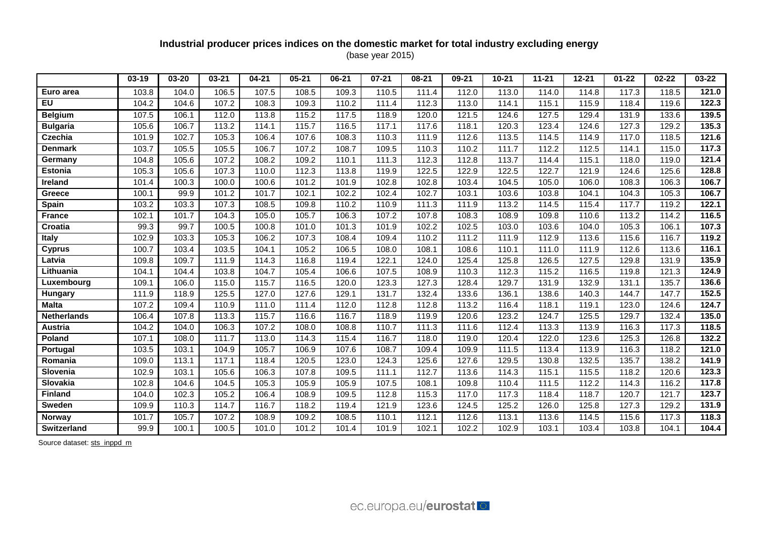**Industrial producer prices indices on the domestic market for total industry excluding energy**

(base year 2015)

| | 03-19 | 03-20 | 03-21 | 04-21 | 05-21 | 06-21 | 07-21 | 08-21 | 09-21 | 10-21 | 11-21 | 12-21 | 01-22 | 02-22 | 03-22 |
|---|---|---|---|---|---|---|---|---|---|---|---|---|---|---|---|
| **Euro area** | 103.8 | 104.0 | 106.5 | 107.5 | 108.5 | 109.3 | 110.5 | 111.4 | 112.0 | 113.0 | 114.0 | 114.8 | 117.3 | 118.5 | **121.0** |
| **EU** | 104.2 | 104.6 | 107.2 | 108.3 | 109.3 | 110.2 | 111.4 | 112.3 | 113.0 | 114.1 | 115.1 | 115.9 | 118.4 | 119.6 | **122.3** |
| **Belgium** | 107.5 | 106.1 | 112.0 | 113.8 | 115.2 | 117.5 | 118.9 | 120.0 | 121.5 | 124.6 | 127.5 | 129.4 | 131.9 | 133.6 | **139.5** |
| **Bulgaria** | 105.6 | 106.7 | 113.2 | 114.1 | 115.7 | 116.5 | 117.1 | 117.6 | 118.1 | 120.3 | 123.4 | 124.6 | 127.3 | 129.2 | **135.3** |
| **Czechia** | 101.9 | 102.7 | 105.3 | 106.4 | 107.6 | 108.3 | 110.3 | 111.9 | 112.6 | 113.5 | 114.5 | 114.9 | 117.0 | 118.5 | **121.6** |
| **Denmark** | 103.7 | 105.5 | 105.5 | 106.7 | 107.2 | 108.7 | 109.5 | 110.3 | 110.2 | 111.7 | 112.2 | 112.5 | 114.1 | 115.0 | **117.3** |
| **Germany** | 104.8 | 105.6 | 107.2 | 108.2 | 109.2 | 110.1 | 111.3 | 112.3 | 112.8 | 113.7 | 114.4 | 115.1 | 118.0 | 119.0 | **121.4** |
| **Estonia** | 105.3 | 105.6 | 107.3 | 110.0 | 112.3 | 113.8 | 119.9 | 122.5 | 122.9 | 122.5 | 122.7 | 121.9 | 124.6 | 125.6 | **128.8** |
| **Ireland** | 101.4 | 100.3 | 100.0 | 100.6 | 101.2 | 101.9 | 102.8 | 102.8 | 103.4 | 104.5 | 105.0 | 106.0 | 108.3 | 106.3 | **106.7** |
| **Greece** | 100.1 | 99.9 | 101.2 | 101.7 | 102.1 | 102.2 | 102.4 | 102.7 | 103.1 | 103.6 | 103.8 | 104.1 | 104.3 | 105.3 | **106.7** |
| **Spain** | 103.2 | 103.3 | 107.3 | 108.5 | 109.8 | 110.2 | 110.9 | 111.3 | 111.9 | 113.2 | 114.5 | 115.4 | 117.7 | 119.2 | **122.1** |
| **France** | 102.1 | 101.7 | 104.3 | 105.0 | 105.7 | 106.3 | 107.2 | 107.8 | 108.3 | 108.9 | 109.8 | 110.6 | 113.2 | 114.2 | **116.5** |
| **Croatia** | 99.3 | 99.7 | 100.5 | 100.8 | 101.0 | 101.3 | 101.9 | 102.2 | 102.5 | 103.0 | 103.6 | 104.0 | 105.3 | 106.1 | **107.3** |
| **Italy** | 102.9 | 103.3 | 105.3 | 106.2 | 107.3 | 108.4 | 109.4 | 110.2 | 111.2 | 111.9 | 112.9 | 113.6 | 115.6 | 116.7 | **119.2** |
| **Cyprus** | 100.7 | 103.4 | 103.5 | 104.1 | 105.2 | 106.5 | 108.0 | 108.1 | 108.6 | 110.1 | 111.0 | 111.9 | 112.6 | 113.6 | **116.1** |
| **Latvia** | 109.8 | 109.7 | 111.9 | 114.3 | 116.8 | 119.4 | 122.1 | 124.0 | 125.4 | 125.8 | 126.5 | 127.5 | 129.8 | 131.9 | **135.9** |
| **Lithuania** | 104.1 | 104.4 | 103.8 | 104.7 | 105.4 | 106.6 | 107.5 | 108.9 | 110.3 | 112.3 | 115.2 | 116.5 | 119.8 | 121.3 | **124.9** |
| **Luxembourg** | 109.1 | 106.0 | 115.0 | 115.7 | 116.5 | 120.0 | 123.3 | 127.3 | 128.4 | 129.7 | 131.9 | 132.9 | 131.1 | 135.7 | **136.6** |
| **Hungary** | 111.9 | 118.9 | 125.5 | 127.0 | 127.6 | 129.1 | 131.7 | 132.4 | 133.6 | 136.1 | 138.6 | 140.3 | 144.7 | 147.7 | **152.5** |
| **Malta** | 107.2 | 109.4 | 110.9 | 111.0 | 111.4 | 112.0 | 112.8 | 112.8 | 113.2 | 116.4 | 118.1 | 119.1 | 123.0 | 124.6 | **124.7** |
| **Netherlands** | 106.4 | 107.8 | 113.3 | 115.7 | 116.6 | 116.7 | 118.9 | 119.9 | 120.6 | 123.2 | 124.7 | 125.5 | 129.7 | 132.4 | **135.0** |
| **Austria** | 104.2 | 104.0 | 106.3 | 107.2 | 108.0 | 108.8 | 110.7 | 111.3 | 111.6 | 112.4 | 113.3 | 113.9 | 116.3 | 117.3 | **118.5** |
| **Poland** | 107.1 | 108.0 | 111.7 | 113.0 | 114.3 | 115.4 | 116.7 | 118.0 | 119.0 | 120.4 | 122.0 | 123.6 | 125.3 | 126.8 | **132.2** |
| **Portugal** | 103.5 | 103.1 | 104.9 | 105.7 | 106.9 | 107.6 | 108.7 | 109.4 | 109.9 | 111.5 | 113.4 | 113.9 | 116.3 | 118.2 | **121.0** |
| **Romania** | 109.0 | 113.1 | 117.1 | 118.4 | 120.5 | 123.0 | 124.3 | 125.6 | 127.6 | 129.5 | 130.8 | 132.5 | 135.7 | 138.2 | **141.9** |
| **Slovenia** | 102.9 | 103.1 | 105.6 | 106.3 | 107.8 | 109.5 | 111.1 | 112.7 | 113.6 | 114.3 | 115.1 | 115.5 | 118.2 | 120.6 | **123.3** |
| **Slovakia** | 102.8 | 104.6 | 104.5 | 105.3 | 105.9 | 105.9 | 107.5 | 108.1 | 109.8 | 110.4 | 111.5 | 112.2 | 114.3 | 116.2 | **117.8** |
| **Finland** | 104.0 | 102.3 | 105.2 | 106.4 | 108.9 | 109.5 | 112.8 | 115.3 | 117.0 | 117.3 | 118.4 | 118.7 | 120.7 | 121.7 | **123.7** |
| **Sweden** | 109.9 | 110.3 | 114.7 | 116.7 | 118.2 | 119.4 | 121.9 | 123.6 | 124.5 | 125.2 | 126.0 | 125.8 | 127.3 | 129.2 | **131.9** |
| **Norway** | 101.7 | 105.7 | 107.2 | 108.9 | 109.2 | 108.5 | 110.1 | 112.1 | 112.6 | 113.1 | 113.6 | 114.5 | 115.6 | 117.3 | **118.3** |
| **Switzerland** | 99.9 | 100.1 | 100.5 | 101.0 | 101.2 | 101.4 | 101.9 | 102.1 | 102.2 | 102.9 | 103.1 | 103.4 | 103.8 | 104.1 | **104.4** |

Source dataset: sts_inppd_m